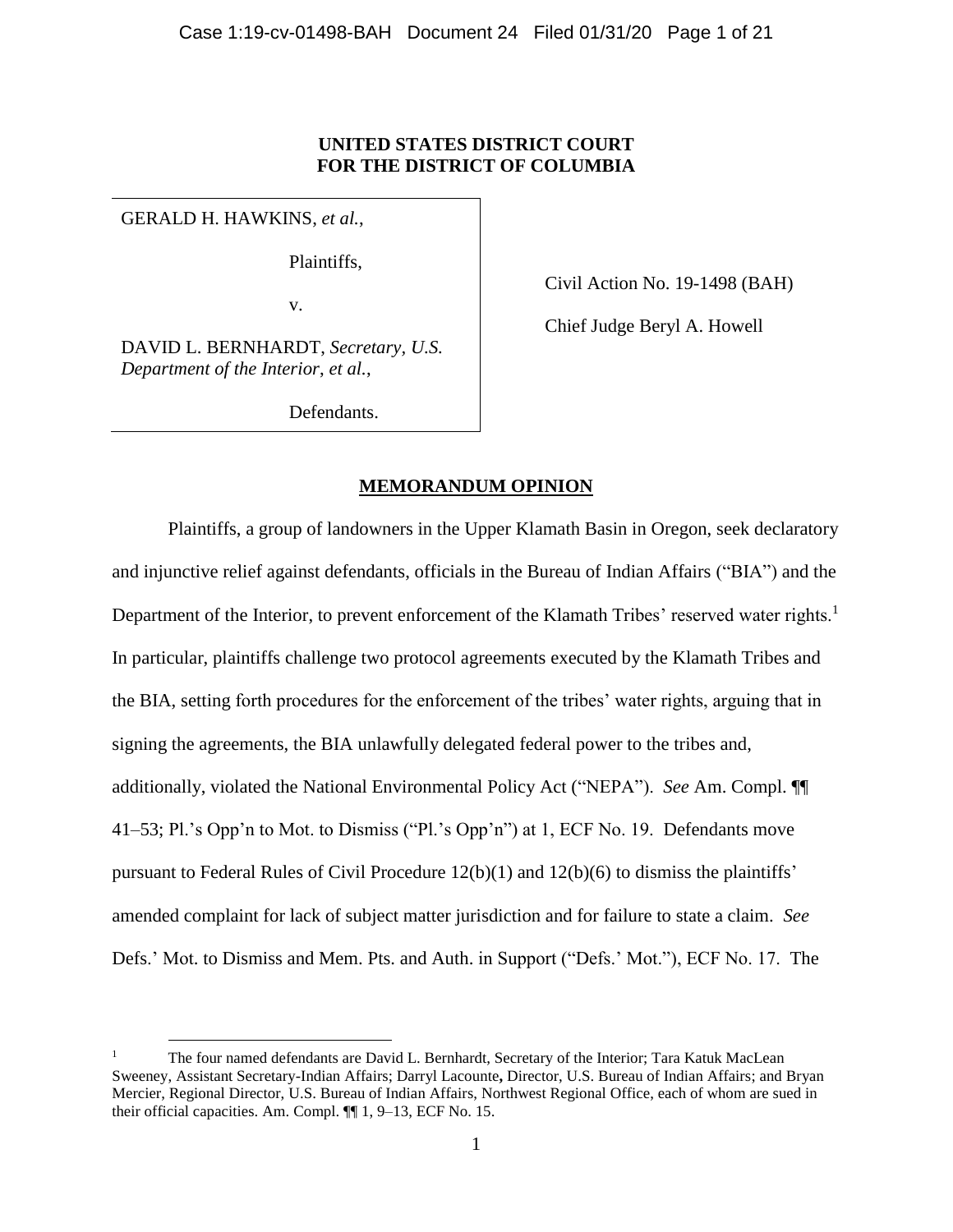**UNITED STATES DISTRICT COURT**
**FOR THE DISTRICT OF COLUMBIA**

GERALD H. HAWKINS, *et al.*,

Plaintiffs,

v.

DAVID L. BERNHARDT, *Secretary, U.S. Department of the Interior*, *et al.*,

Defendants.

Civil Action No. 19-1498 (BAH)

Chief Judge Beryl A. Howell

## MEMORANDUM OPINION

Plaintiffs, a group of landowners in the Upper Klamath Basin in Oregon, seek declaratory and injunctive relief against defendants, officials in the Bureau of Indian Affairs ("BIA") and the Department of the Interior, to prevent enforcement of the Klamath Tribes' reserved water rights.[1] In particular, plaintiffs challenge two protocol agreements executed by the Klamath Tribes and the BIA, setting forth procedures for the enforcement of the tribes' water rights, arguing that in signing the agreements, the BIA unlawfully delegated federal power to the tribes and, additionally, violated the National Environmental Policy Act ("NEPA"). *See* Am. Compl. ¶¶ 41–53; Pl.'s Opp'n to Mot. to Dismiss ("Pl.'s Opp'n") at 1, ECF No. 19. Defendants move pursuant to Federal Rules of Civil Procedure 12(b)(1) and 12(b)(6) to dismiss the plaintiffs' amended complaint for lack of subject matter jurisdiction and for failure to state a claim. *See* Defs.' Mot. to Dismiss and Mem. Pts. and Auth. in Support ("Defs.' Mot."), ECF No. 17. The

[1] The four named defendants are David L. Bernhardt, Secretary of the Interior; Tara Katuk MacLean Sweeney, Assistant Secretary-Indian Affairs; Darryl Lacounte**,** Director, U.S. Bureau of Indian Affairs; and Bryan Mercier, Regional Director, U.S. Bureau of Indian Affairs, Northwest Regional Office, each of whom are sued in their official capacities. Am. Compl. ¶¶ 1, 9–13, ECF No. 15.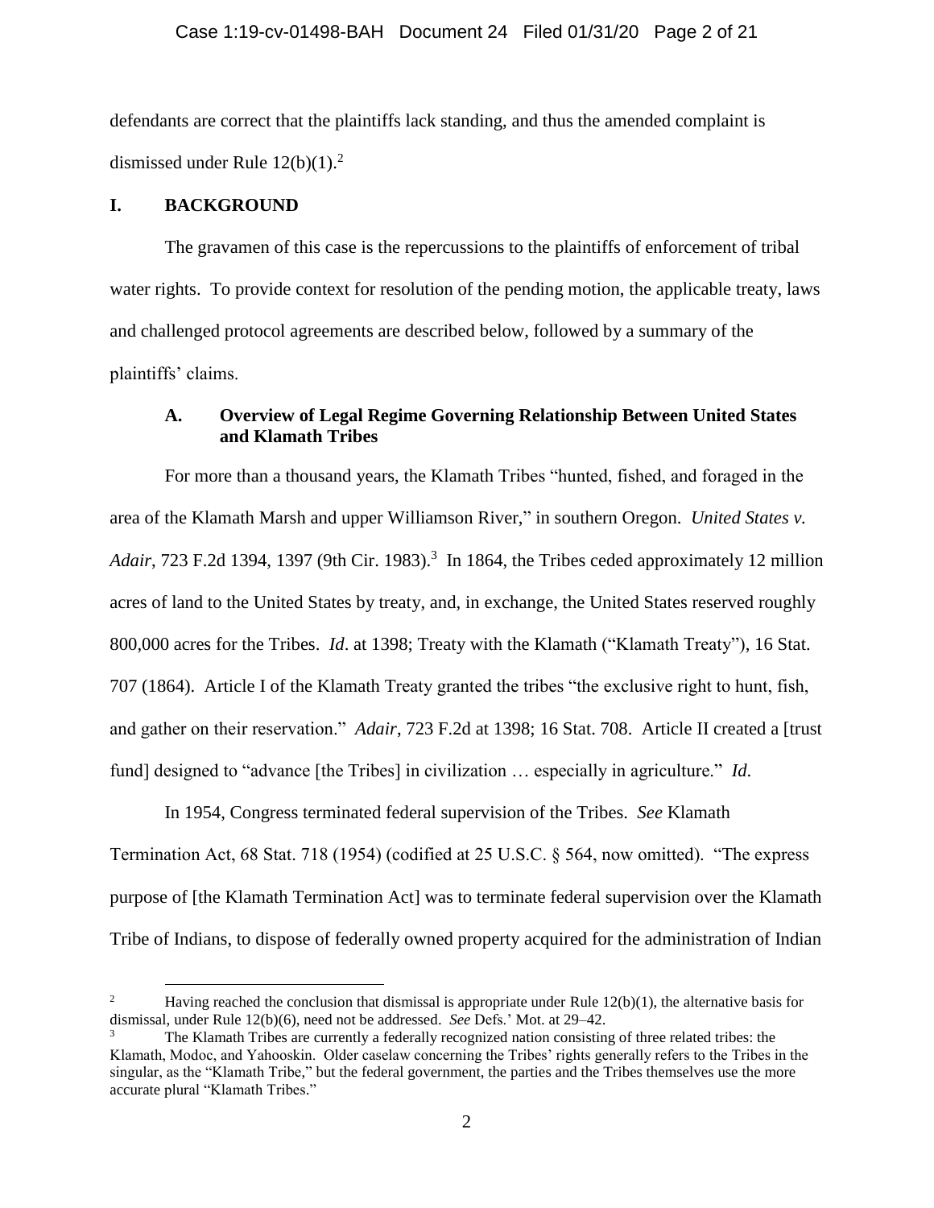defendants are correct that the plaintiffs lack standing, and thus the amended complaint is dismissed under Rule 12(b)(1).[2]

## I. BACKGROUND

The gravamen of this case is the repercussions to the plaintiffs of enforcement of tribal water rights. To provide context for resolution of the pending motion, the applicable treaty, laws and challenged protocol agreements are described below, followed by a summary of the plaintiffs' claims.

### A. Overview of Legal Regime Governing Relationship Between United States and Klamath Tribes

For more than a thousand years, the Klamath Tribes "hunted, fished, and foraged in the area of the Klamath Marsh and upper Williamson River," in southern Oregon. *United States v. Adair*, 723 F.2d 1394, 1397 (9th Cir. 1983).[3] In 1864, the Tribes ceded approximately 12 million acres of land to the United States by treaty, and, in exchange, the United States reserved roughly 800,000 acres for the Tribes. *Id*. at 1398; Treaty with the Klamath ("Klamath Treaty"), 16 Stat. 707 (1864). Article I of the Klamath Treaty granted the tribes "the exclusive right to hunt, fish, and gather on their reservation." *Adair*, 723 F.2d at 1398; 16 Stat. 708. Article II created a [trust fund] designed to "advance [the Tribes] in civilization … especially in agriculture." *Id*.

In 1954, Congress terminated federal supervision of the Tribes. *See* Klamath Termination Act, 68 Stat. 718 (1954) (codified at 25 U.S.C. § 564, now omitted). "The express purpose of [the Klamath Termination Act] was to terminate federal supervision over the Klamath Tribe of Indians, to dispose of federally owned property acquired for the administration of Indian

---

[2] Having reached the conclusion that dismissal is appropriate under Rule 12(b)(1), the alternative basis for dismissal, under Rule 12(b)(6), need not be addressed. *See* Defs.' Mot. at 29–42.

[3] The Klamath Tribes are currently a federally recognized nation consisting of three related tribes: the Klamath, Modoc, and Yahooskin. Older caselaw concerning the Tribes' rights generally refers to the Tribes in the singular, as the "Klamath Tribe," but the federal government, the parties and the Tribes themselves use the more accurate plural "Klamath Tribes."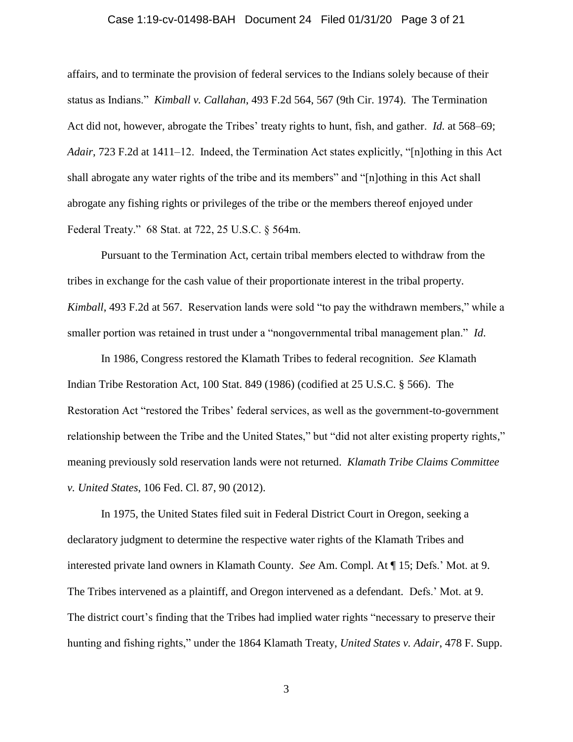affairs, and to terminate the provision of federal services to the Indians solely because of their status as Indians." *Kimball v. Callahan*, 493 F.2d 564, 567 (9th Cir. 1974). The Termination Act did not, however, abrogate the Tribes' treaty rights to hunt, fish, and gather. *Id.* at 568–69; *Adair*, 723 F.2d at 1411–12. Indeed, the Termination Act states explicitly, "[n]othing in this Act shall abrogate any water rights of the tribe and its members" and "[n]othing in this Act shall abrogate any fishing rights or privileges of the tribe or the members thereof enjoyed under Federal Treaty." 68 Stat. at 722, 25 U.S.C. § 564m.

Pursuant to the Termination Act, certain tribal members elected to withdraw from the tribes in exchange for the cash value of their proportionate interest in the tribal property. *Kimball*, 493 F.2d at 567. Reservation lands were sold "to pay the withdrawn members," while a smaller portion was retained in trust under a "nongovernmental tribal management plan." *Id*.

In 1986, Congress restored the Klamath Tribes to federal recognition. *See* Klamath Indian Tribe Restoration Act, 100 Stat. 849 (1986) (codified at 25 U.S.C. § 566). The Restoration Act "restored the Tribes' federal services, as well as the government-to-government relationship between the Tribe and the United States," but "did not alter existing property rights," meaning previously sold reservation lands were not returned. *Klamath Tribe Claims Committee v. United States*, 106 Fed. Cl. 87, 90 (2012).

In 1975, the United States filed suit in Federal District Court in Oregon, seeking a declaratory judgment to determine the respective water rights of the Klamath Tribes and interested private land owners in Klamath County. *See* Am. Compl. At ¶ 15; Defs.' Mot. at 9. The Tribes intervened as a plaintiff, and Oregon intervened as a defendant. Defs.' Mot. at 9. The district court's finding that the Tribes had implied water rights "necessary to preserve their hunting and fishing rights," under the 1864 Klamath Treaty, *United States v. Adair*, 478 F. Supp.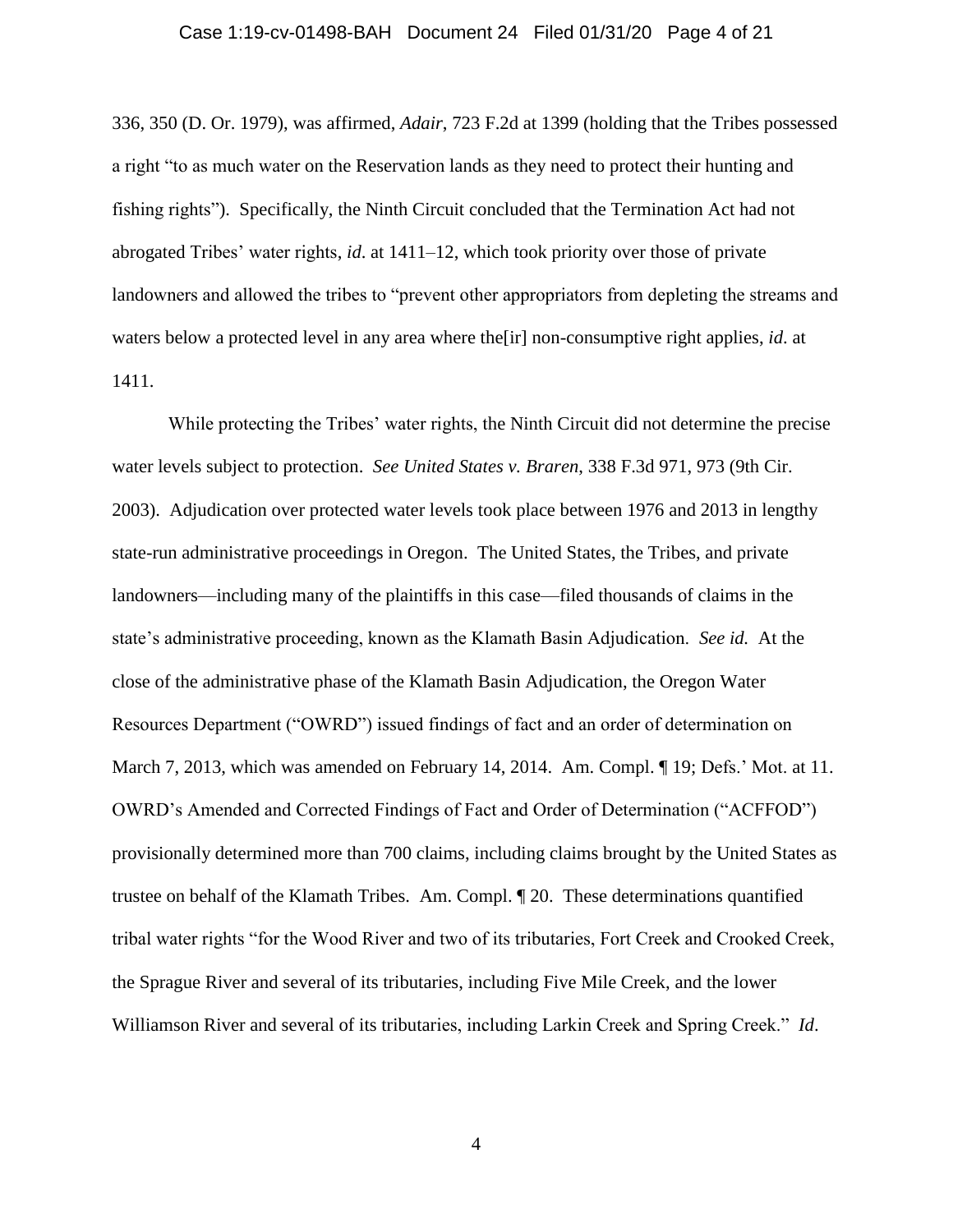336, 350 (D. Or. 1979), was affirmed, *Adair*, 723 F.2d at 1399 (holding that the Tribes possessed a right "to as much water on the Reservation lands as they need to protect their hunting and fishing rights"). Specifically, the Ninth Circuit concluded that the Termination Act had not abrogated Tribes' water rights, *id*. at 1411–12, which took priority over those of private landowners and allowed the tribes to "prevent other appropriators from depleting the streams and waters below a protected level in any area where the[ir] non-consumptive right applies, *id*. at 1411.

While protecting the Tribes' water rights, the Ninth Circuit did not determine the precise water levels subject to protection. *See United States v. Braren*, 338 F.3d 971, 973 (9th Cir. 2003). Adjudication over protected water levels took place between 1976 and 2013 in lengthy state-run administrative proceedings in Oregon. The United States, the Tribes, and private landowners—including many of the plaintiffs in this case—filed thousands of claims in the state's administrative proceeding, known as the Klamath Basin Adjudication. *See id.* At the close of the administrative phase of the Klamath Basin Adjudication, the Oregon Water Resources Department ("OWRD") issued findings of fact and an order of determination on March 7, 2013, which was amended on February 14, 2014. Am. Compl. ¶ 19; Defs.' Mot. at 11. OWRD's Amended and Corrected Findings of Fact and Order of Determination ("ACFFOD") provisionally determined more than 700 claims, including claims brought by the United States as trustee on behalf of the Klamath Tribes. Am. Compl. ¶ 20. These determinations quantified tribal water rights "for the Wood River and two of its tributaries, Fort Creek and Crooked Creek, the Sprague River and several of its tributaries, including Five Mile Creek, and the lower Williamson River and several of its tributaries, including Larkin Creek and Spring Creek." *Id*.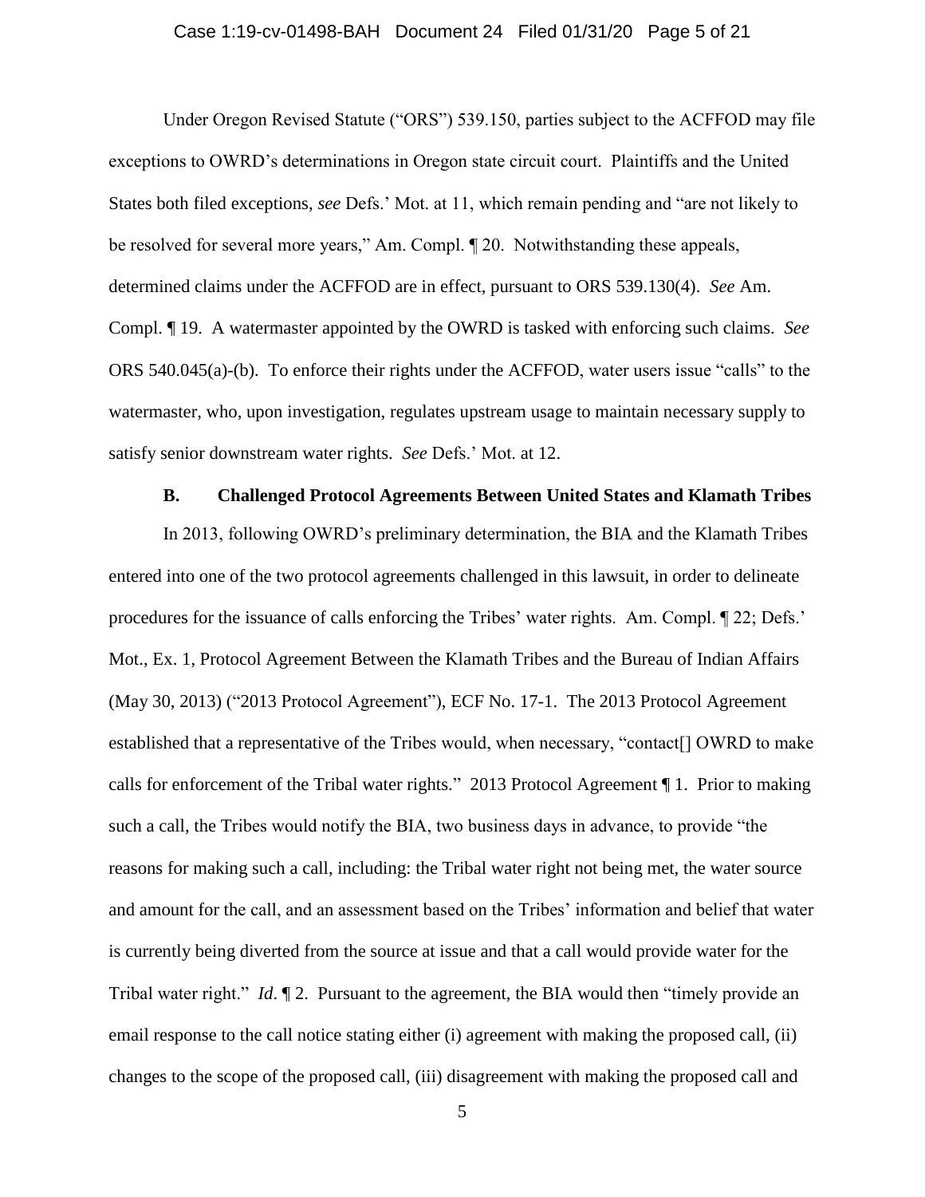Under Oregon Revised Statute ("ORS") 539.150, parties subject to the ACFFOD may file exceptions to OWRD's determinations in Oregon state circuit court. Plaintiffs and the United States both filed exceptions, *see* Defs.' Mot. at 11, which remain pending and "are not likely to be resolved for several more years," Am. Compl. ¶ 20. Notwithstanding these appeals, determined claims under the ACFFOD are in effect, pursuant to ORS 539.130(4). *See* Am. Compl. ¶ 19. A watermaster appointed by the OWRD is tasked with enforcing such claims. *See* ORS 540.045(a)-(b). To enforce their rights under the ACFFOD, water users issue "calls" to the watermaster, who, upon investigation, regulates upstream usage to maintain necessary supply to satisfy senior downstream water rights. *See* Defs.' Mot. at 12.

### B. Challenged Protocol Agreements Between United States and Klamath Tribes

In 2013, following OWRD's preliminary determination, the BIA and the Klamath Tribes entered into one of the two protocol agreements challenged in this lawsuit, in order to delineate procedures for the issuance of calls enforcing the Tribes' water rights. Am. Compl. ¶ 22; Defs.' Mot., Ex. 1, Protocol Agreement Between the Klamath Tribes and the Bureau of Indian Affairs (May 30, 2013) ("2013 Protocol Agreement"), ECF No. 17-1. The 2013 Protocol Agreement established that a representative of the Tribes would, when necessary, "contact[] OWRD to make calls for enforcement of the Tribal water rights." 2013 Protocol Agreement ¶ 1. Prior to making such a call, the Tribes would notify the BIA, two business days in advance, to provide "the reasons for making such a call, including: the Tribal water right not being met, the water source and amount for the call, and an assessment based on the Tribes' information and belief that water is currently being diverted from the source at issue and that a call would provide water for the Tribal water right." *Id*. ¶ 2. Pursuant to the agreement, the BIA would then "timely provide an email response to the call notice stating either (i) agreement with making the proposed call, (ii) changes to the scope of the proposed call, (iii) disagreement with making the proposed call and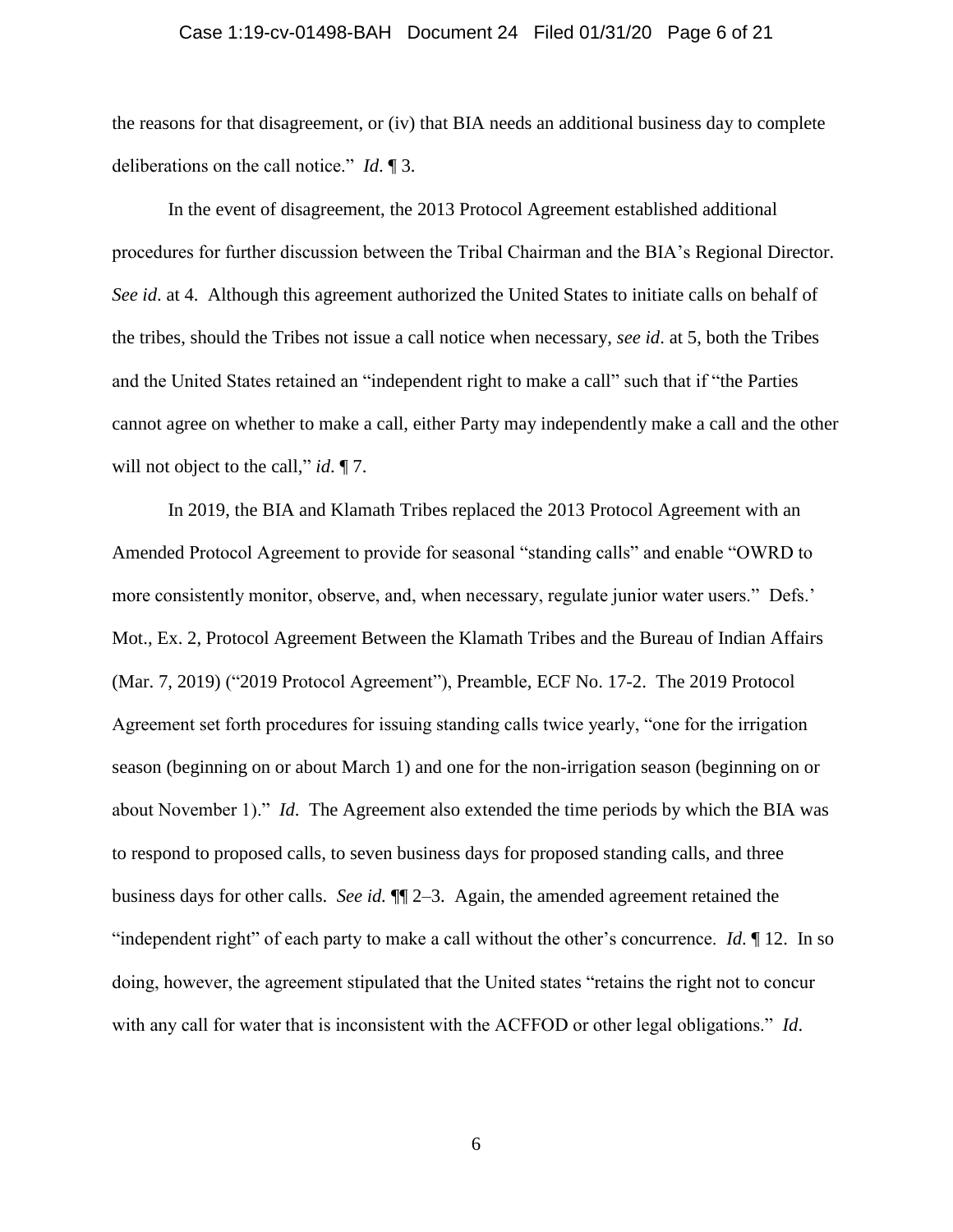the reasons for that disagreement, or (iv) that BIA needs an additional business day to complete deliberations on the call notice." *Id*. ¶ 3.

In the event of disagreement, the 2013 Protocol Agreement established additional procedures for further discussion between the Tribal Chairman and the BIA's Regional Director. *See id*. at 4. Although this agreement authorized the United States to initiate calls on behalf of the tribes, should the Tribes not issue a call notice when necessary, *see id*. at 5, both the Tribes and the United States retained an "independent right to make a call" such that if "the Parties cannot agree on whether to make a call, either Party may independently make a call and the other will not object to the call," *id*. ¶ 7.

In 2019, the BIA and Klamath Tribes replaced the 2013 Protocol Agreement with an Amended Protocol Agreement to provide for seasonal "standing calls" and enable "OWRD to more consistently monitor, observe, and, when necessary, regulate junior water users." Defs.' Mot., Ex. 2, Protocol Agreement Between the Klamath Tribes and the Bureau of Indian Affairs (Mar. 7, 2019) ("2019 Protocol Agreement"), Preamble, ECF No. 17-2. The 2019 Protocol Agreement set forth procedures for issuing standing calls twice yearly, "one for the irrigation season (beginning on or about March 1) and one for the non-irrigation season (beginning on or about November 1)." *Id*. The Agreement also extended the time periods by which the BIA was to respond to proposed calls, to seven business days for proposed standing calls, and three business days for other calls. *See id.* ¶¶ 2–3. Again, the amended agreement retained the "independent right" of each party to make a call without the other's concurrence. *Id*. ¶ 12. In so doing, however, the agreement stipulated that the United states "retains the right not to concur with any call for water that is inconsistent with the ACFFOD or other legal obligations." *Id*.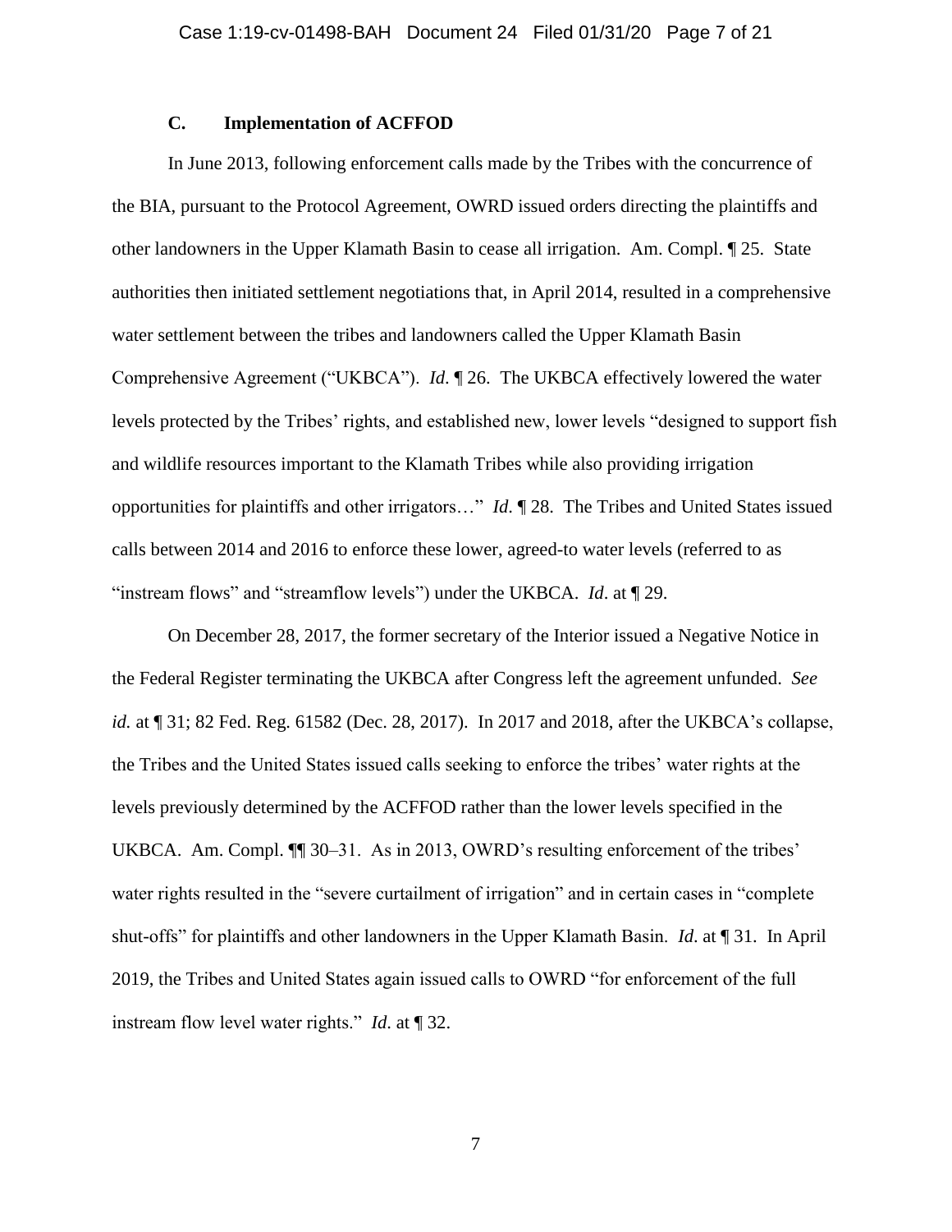### C. Implementation of ACFFOD

In June 2013, following enforcement calls made by the Tribes with the concurrence of the BIA, pursuant to the Protocol Agreement, OWRD issued orders directing the plaintiffs and other landowners in the Upper Klamath Basin to cease all irrigation. Am. Compl. ¶ 25. State authorities then initiated settlement negotiations that, in April 2014, resulted in a comprehensive water settlement between the tribes and landowners called the Upper Klamath Basin Comprehensive Agreement ("UKBCA"). *Id.* ¶ 26. The UKBCA effectively lowered the water levels protected by the Tribes' rights, and established new, lower levels "designed to support fish and wildlife resources important to the Klamath Tribes while also providing irrigation opportunities for plaintiffs and other irrigators…" *Id.* ¶ 28. The Tribes and United States issued calls between 2014 and 2016 to enforce these lower, agreed-to water levels (referred to as "instream flows" and "streamflow levels") under the UKBCA. *Id*. at ¶ 29.

On December 28, 2017, the former secretary of the Interior issued a Negative Notice in the Federal Register terminating the UKBCA after Congress left the agreement unfunded. *See id.* at ¶ 31; 82 Fed. Reg. 61582 (Dec. 28, 2017). In 2017 and 2018, after the UKBCA's collapse, the Tribes and the United States issued calls seeking to enforce the tribes' water rights at the levels previously determined by the ACFFOD rather than the lower levels specified in the UKBCA. Am. Compl. ¶¶ 30–31. As in 2013, OWRD's resulting enforcement of the tribes' water rights resulted in the "severe curtailment of irrigation" and in certain cases in "complete shut-offs" for plaintiffs and other landowners in the Upper Klamath Basin. *Id.* at ¶ 31. In April 2019, the Tribes and United States again issued calls to OWRD "for enforcement of the full instream flow level water rights." *Id*. at ¶ 32.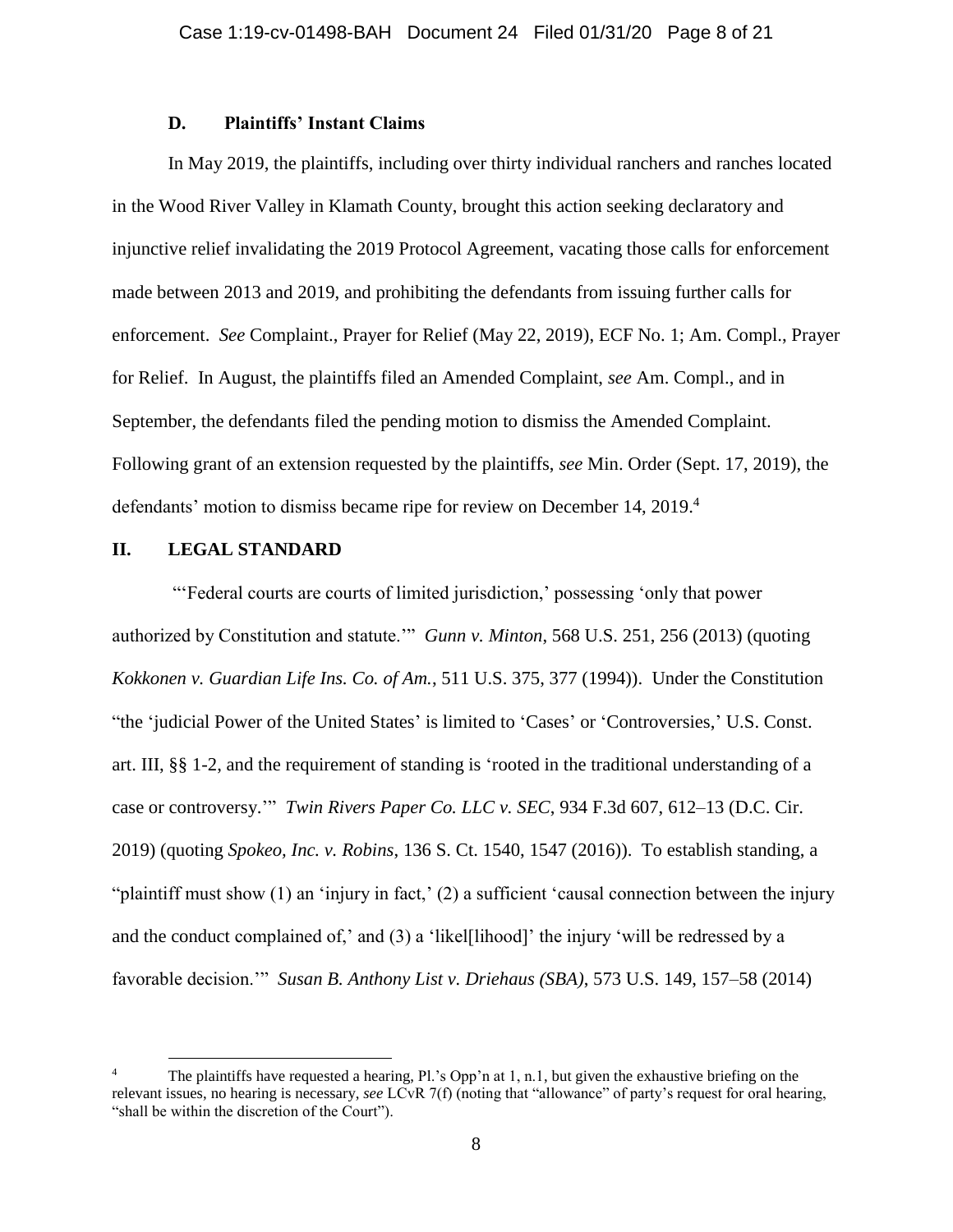### D. Plaintiffs' Instant Claims

In May 2019, the plaintiffs, including over thirty individual ranchers and ranches located in the Wood River Valley in Klamath County, brought this action seeking declaratory and injunctive relief invalidating the 2019 Protocol Agreement, vacating those calls for enforcement made between 2013 and 2019, and prohibiting the defendants from issuing further calls for enforcement. *See* Complaint., Prayer for Relief (May 22, 2019), ECF No. 1; Am. Compl., Prayer for Relief. In August, the plaintiffs filed an Amended Complaint, *see* Am. Compl., and in September, the defendants filed the pending motion to dismiss the Amended Complaint. Following grant of an extension requested by the plaintiffs, *see* Min. Order (Sept. 17, 2019), the defendants' motion to dismiss became ripe for review on December 14, 2019.[4]

## II. LEGAL STANDARD

"'Federal courts are courts of limited jurisdiction,' possessing 'only that power authorized by Constitution and statute.'" *Gunn v. Minton*, 568 U.S. 251, 256 (2013) (quoting *Kokkonen v. Guardian Life Ins. Co. of Am.*, 511 U.S. 375, 377 (1994)). Under the Constitution "the 'judicial Power of the United States' is limited to 'Cases' or 'Controversies,' U.S. Const. art. III, §§ 1-2, and the requirement of standing is 'rooted in the traditional understanding of a case or controversy.'" *Twin Rivers Paper Co. LLC v. SEC*, 934 F.3d 607, 612–13 (D.C. Cir. 2019) (quoting *Spokeo, Inc. v. Robins*, 136 S. Ct. 1540, 1547 (2016)). To establish standing, a "plaintiff must show (1) an 'injury in fact,' (2) a sufficient 'causal connection between the injury and the conduct complained of,' and (3) a 'likel[lihood]' the injury 'will be redressed by a favorable decision.'" *Susan B. Anthony List v. Driehaus (SBA)*, 573 U.S. 149, 157–58 (2014)

---

[4] The plaintiffs have requested a hearing, Pl.'s Opp'n at 1, n.1, but given the exhaustive briefing on the relevant issues, no hearing is necessary, *see* LCvR 7(f) (noting that "allowance" of party's request for oral hearing, "shall be within the discretion of the Court").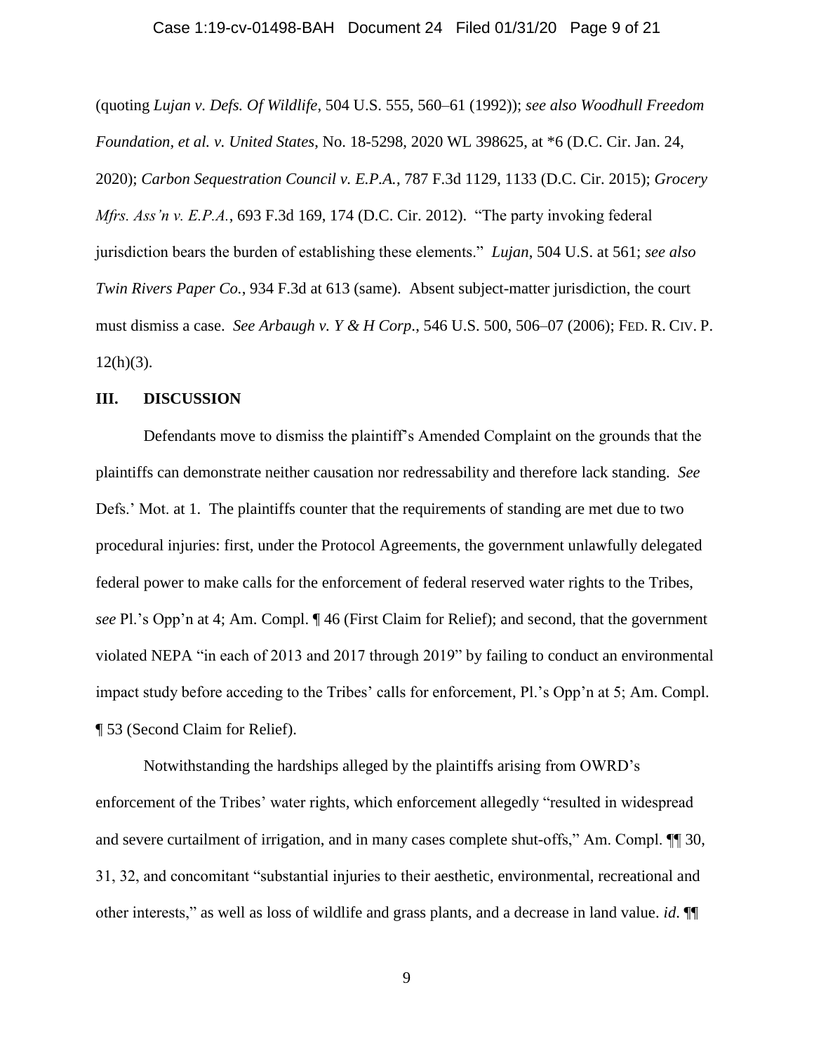(quoting *Lujan v. Defs. Of Wildlife*, 504 U.S. 555, 560–61 (1992)); *see also Woodhull Freedom Foundation, et al. v. United States*, No. 18-5298, 2020 WL 398625, at *6 (D.C. Cir. Jan. 24, 2020); *Carbon Sequestration Council v. E.P.A.*, 787 F.3d 1129, 1133 (D.C. Cir. 2015); *Grocery Mfrs. Ass'n v. E.P.A.*, 693 F.3d 169, 174 (D.C. Cir. 2012). "The party invoking federal jurisdiction bears the burden of establishing these elements." *Lujan*, 504 U.S. at 561; *see also Twin Rivers Paper Co.*, 934 F.3d at 613 (same). Absent subject-matter jurisdiction, the court must dismiss a case. *See Arbaugh v. Y & H Corp*., 546 U.S. 500, 506–07 (2006); FED. R. CIV. P. 12(h)(3).

## III. DISCUSSION

Defendants move to dismiss the plaintiff's Amended Complaint on the grounds that the plaintiffs can demonstrate neither causation nor redressability and therefore lack standing. *See* Defs.' Mot. at 1. The plaintiffs counter that the requirements of standing are met due to two procedural injuries: first, under the Protocol Agreements, the government unlawfully delegated federal power to make calls for the enforcement of federal reserved water rights to the Tribes, *see* Pl.'s Opp'n at 4; Am. Compl. ¶ 46 (First Claim for Relief); and second, that the government violated NEPA "in each of 2013 and 2017 through 2019" by failing to conduct an environmental impact study before acceding to the Tribes' calls for enforcement, Pl.'s Opp'n at 5; Am. Compl. ¶ 53 (Second Claim for Relief).

Notwithstanding the hardships alleged by the plaintiffs arising from OWRD's enforcement of the Tribes' water rights, which enforcement allegedly "resulted in widespread and severe curtailment of irrigation, and in many cases complete shut-offs," Am. Compl. ¶¶ 30, 31, 32, and concomitant "substantial injuries to their aesthetic, environmental, recreational and other interests," as well as loss of wildlife and grass plants, and a decrease in land value. *id*. ¶¶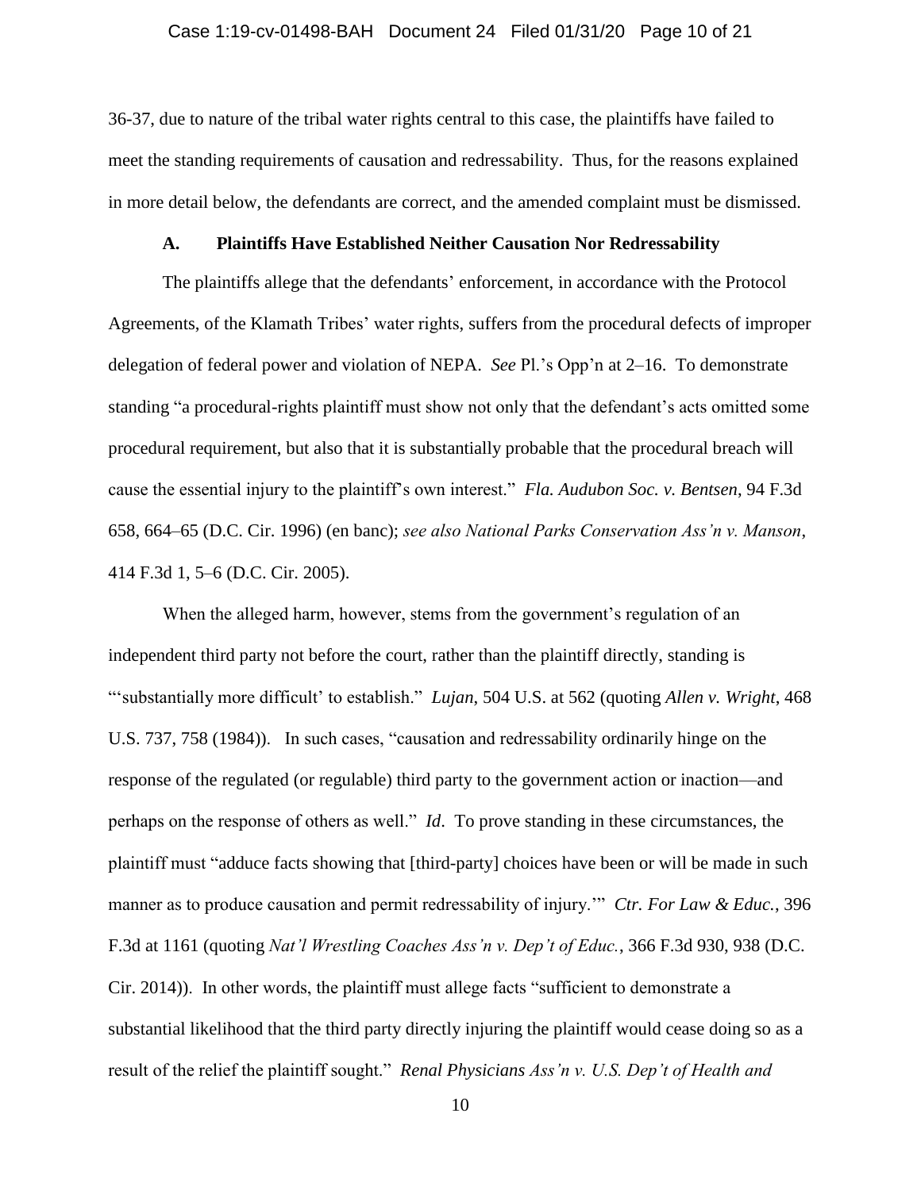36-37, due to nature of the tribal water rights central to this case, the plaintiffs have failed to meet the standing requirements of causation and redressability. Thus, for the reasons explained in more detail below, the defendants are correct, and the amended complaint must be dismissed.

### A. Plaintiffs Have Established Neither Causation Nor Redressability

The plaintiffs allege that the defendants' enforcement, in accordance with the Protocol Agreements, of the Klamath Tribes' water rights, suffers from the procedural defects of improper delegation of federal power and violation of NEPA. *See* Pl.'s Opp'n at 2–16. To demonstrate standing "a procedural-rights plaintiff must show not only that the defendant's acts omitted some procedural requirement, but also that it is substantially probable that the procedural breach will cause the essential injury to the plaintiff's own interest." *Fla. Audubon Soc. v. Bentsen*, 94 F.3d 658, 664–65 (D.C. Cir. 1996) (en banc); *see also National Parks Conservation Ass'n v. Manson*, 414 F.3d 1, 5–6 (D.C. Cir. 2005).

When the alleged harm, however, stems from the government's regulation of an independent third party not before the court, rather than the plaintiff directly, standing is "'substantially more difficult' to establish." *Lujan*, 504 U.S. at 562 (quoting *Allen v. Wright*, 468 U.S. 737, 758 (1984)). In such cases, "causation and redressability ordinarily hinge on the response of the regulated (or regulable) third party to the government action or inaction—and perhaps on the response of others as well." *Id*. To prove standing in these circumstances, the plaintiff must "adduce facts showing that [third-party] choices have been or will be made in such manner as to produce causation and permit redressability of injury.'" *Ctr. For Law & Educ.*, 396 F.3d at 1161 (quoting *Nat'l Wrestling Coaches Ass'n v. Dep't of Educ.*, 366 F.3d 930, 938 (D.C. Cir. 2014)). In other words, the plaintiff must allege facts "sufficient to demonstrate a substantial likelihood that the third party directly injuring the plaintiff would cease doing so as a result of the relief the plaintiff sought." *Renal Physicians Ass'n v. U.S. Dep't of Health and*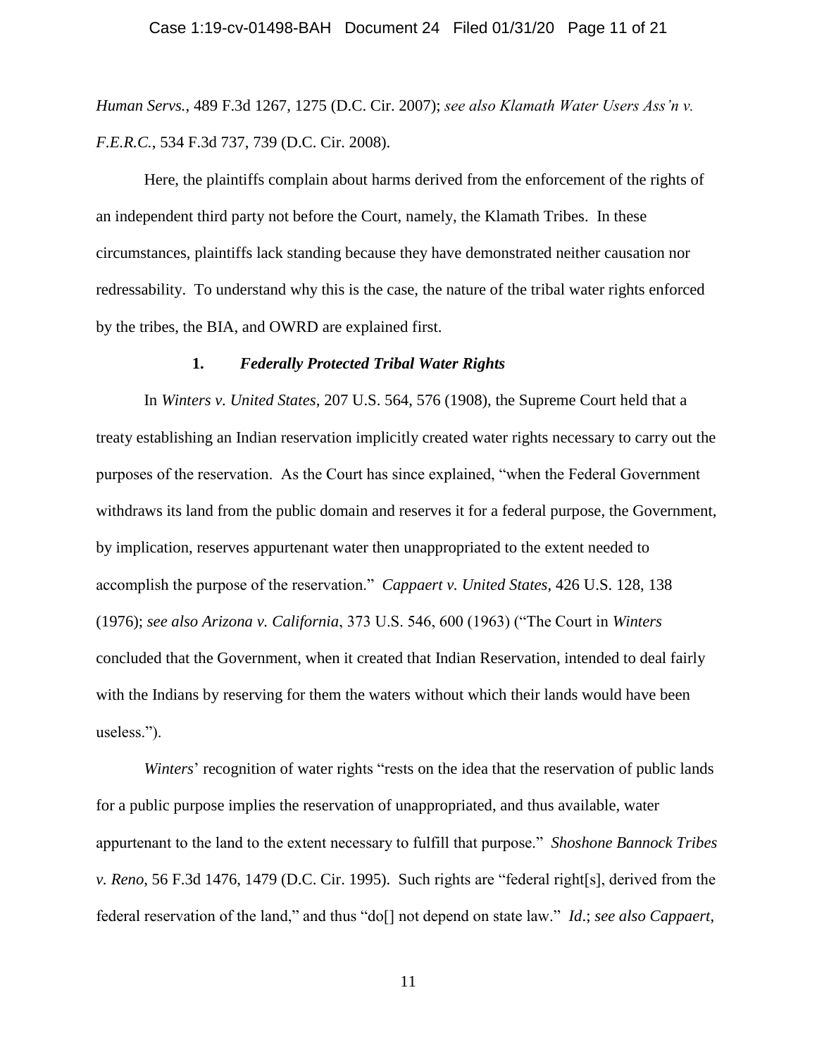*Human Servs.*, 489 F.3d 1267, 1275 (D.C. Cir. 2007); *see also Klamath Water Users Ass'n v. F.E.R.C.*, 534 F.3d 737, 739 (D.C. Cir. 2008).

Here, the plaintiffs complain about harms derived from the enforcement of the rights of an independent third party not before the Court, namely, the Klamath Tribes. In these circumstances, plaintiffs lack standing because they have demonstrated neither causation nor redressability. To understand why this is the case, the nature of the tribal water rights enforced by the tribes, the BIA, and OWRD are explained first.

### 1. *Federally Protected Tribal Water Rights*

In *Winters v. United States*, 207 U.S. 564, 576 (1908), the Supreme Court held that a treaty establishing an Indian reservation implicitly created water rights necessary to carry out the purposes of the reservation. As the Court has since explained, "when the Federal Government withdraws its land from the public domain and reserves it for a federal purpose, the Government, by implication, reserves appurtenant water then unappropriated to the extent needed to accomplish the purpose of the reservation." *Cappaert v. United States*, 426 U.S. 128, 138 (1976); *see also Arizona v. California*, 373 U.S. 546, 600 (1963) ("The Court in *Winters* concluded that the Government, when it created that Indian Reservation, intended to deal fairly with the Indians by reserving for them the waters without which their lands would have been useless.").

*Winters*' recognition of water rights "rests on the idea that the reservation of public lands for a public purpose implies the reservation of unappropriated, and thus available, water appurtenant to the land to the extent necessary to fulfill that purpose." *Shoshone Bannock Tribes v. Reno*, 56 F.3d 1476, 1479 (D.C. Cir. 1995). Such rights are "federal right[s], derived from the federal reservation of the land," and thus "do[] not depend on state law." *Id.*; *see also Cappaert*,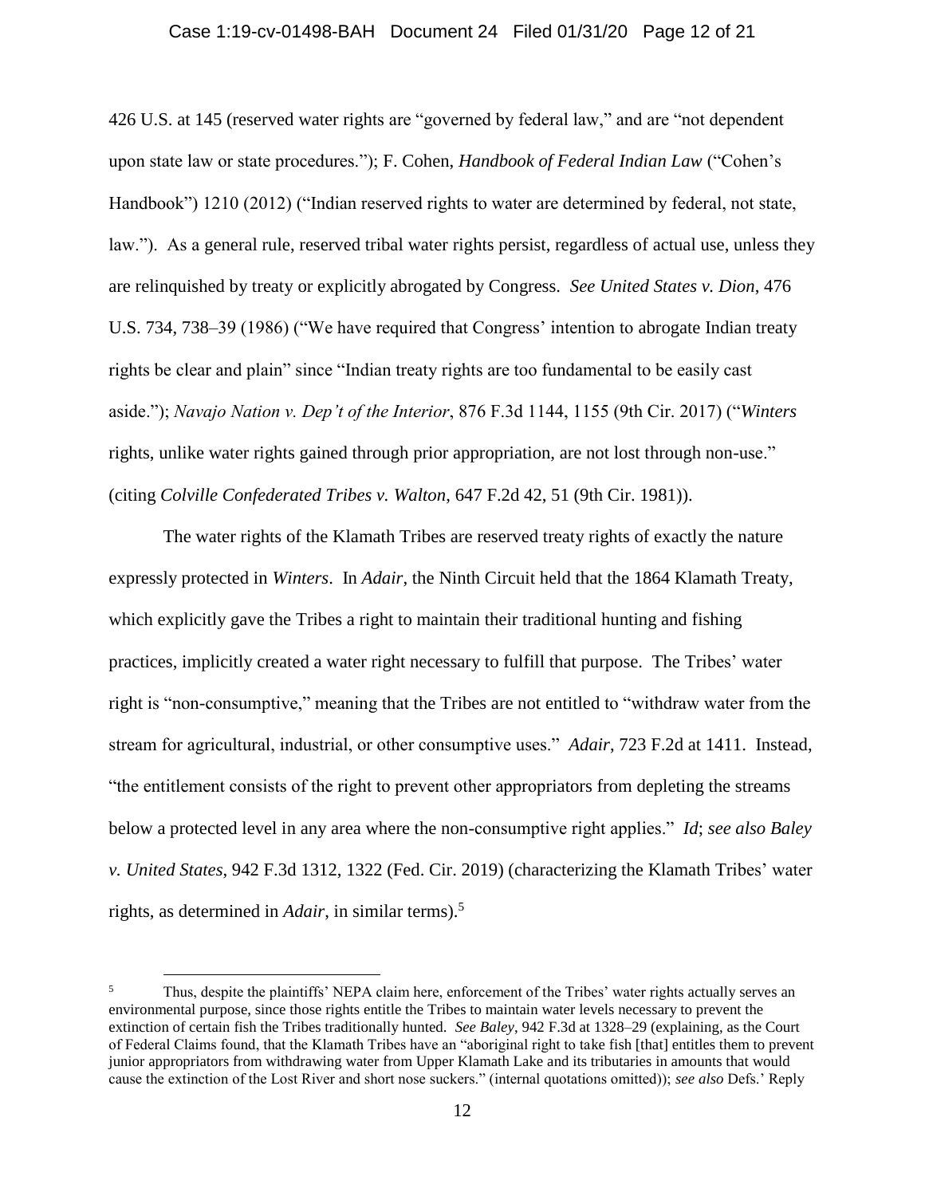426 U.S. at 145 (reserved water rights are "governed by federal law," and are "not dependent upon state law or state procedures."); F. Cohen, *Handbook of Federal Indian Law* ("Cohen's Handbook") 1210 (2012) ("Indian reserved rights to water are determined by federal, not state, law."). As a general rule, reserved tribal water rights persist, regardless of actual use, unless they are relinquished by treaty or explicitly abrogated by Congress. *See United States v. Dion*, 476 U.S. 734, 738–39 (1986) ("We have required that Congress' intention to abrogate Indian treaty rights be clear and plain" since "Indian treaty rights are too fundamental to be easily cast aside."); *Navajo Nation v. Dep't of the Interior*, 876 F.3d 1144, 1155 (9th Cir. 2017) ("*Winters* rights, unlike water rights gained through prior appropriation, are not lost through non-use." (citing *Colville Confederated Tribes v. Walton*, 647 F.2d 42, 51 (9th Cir. 1981)).

The water rights of the Klamath Tribes are reserved treaty rights of exactly the nature expressly protected in *Winters*. In *Adair*, the Ninth Circuit held that the 1864 Klamath Treaty, which explicitly gave the Tribes a right to maintain their traditional hunting and fishing practices, implicitly created a water right necessary to fulfill that purpose. The Tribes' water right is "non-consumptive," meaning that the Tribes are not entitled to "withdraw water from the stream for agricultural, industrial, or other consumptive uses." *Adair*, 723 F.2d at 1411. Instead, "the entitlement consists of the right to prevent other appropriators from depleting the streams below a protected level in any area where the non-consumptive right applies." *Id*; *see also Baley v. United States*, 942 F.3d 1312, 1322 (Fed. Cir. 2019) (characterizing the Klamath Tribes' water rights, as determined in *Adair*, in similar terms).[5]

[5] Thus, despite the plaintiffs' NEPA claim here, enforcement of the Tribes' water rights actually serves an environmental purpose, since those rights entitle the Tribes to maintain water levels necessary to prevent the extinction of certain fish the Tribes traditionally hunted. *See Baley*, 942 F.3d at 1328–29 (explaining, as the Court of Federal Claims found, that the Klamath Tribes have an "aboriginal right to take fish [that] entitles them to prevent junior appropriators from withdrawing water from Upper Klamath Lake and its tributaries in amounts that would cause the extinction of the Lost River and short nose suckers." (internal quotations omitted)); *see also* Defs.' Reply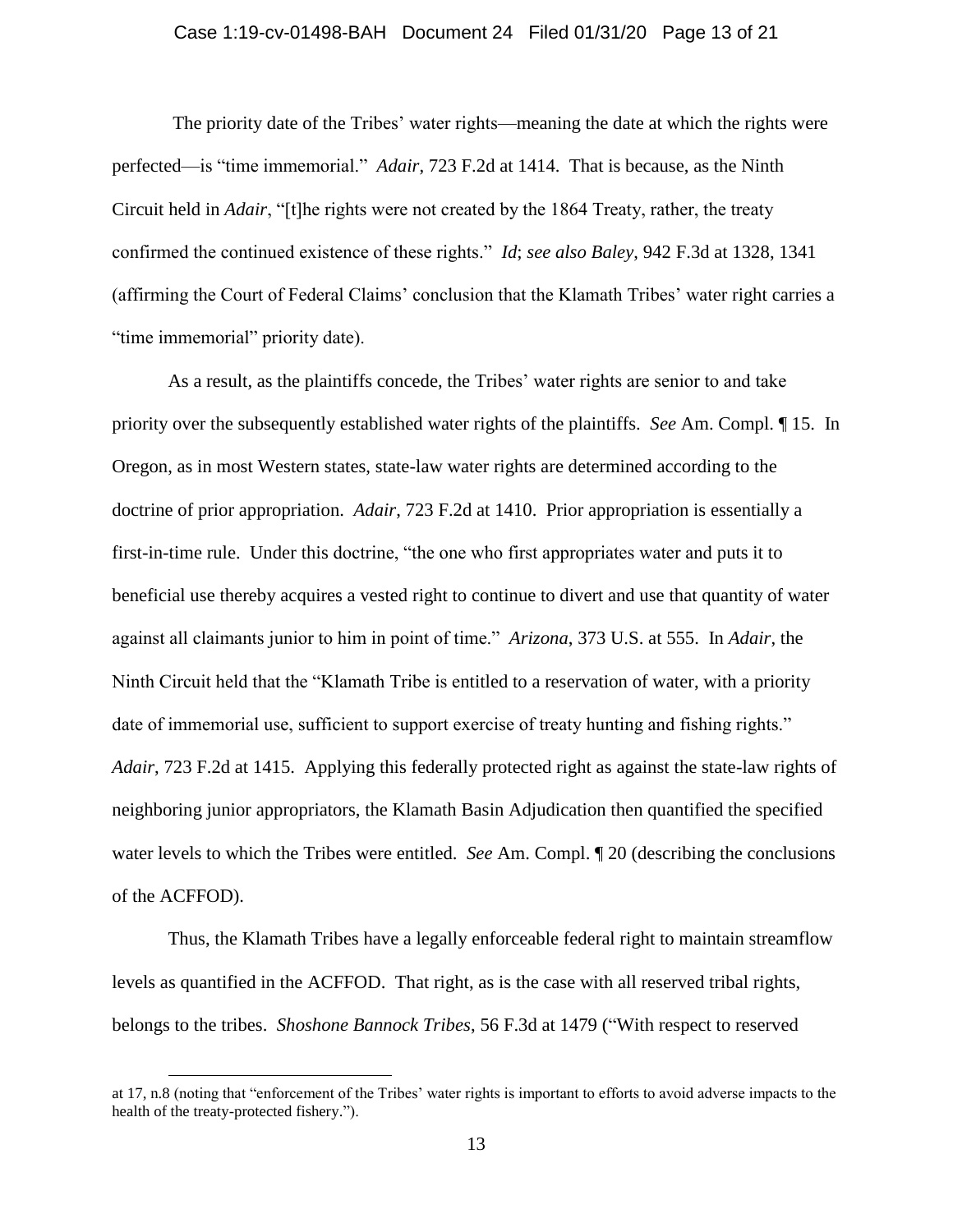The priority date of the Tribes' water rights—meaning the date at which the rights were perfected—is "time immemorial." *Adair*, 723 F.2d at 1414. That is because, as the Ninth Circuit held in *Adair*, "[t]he rights were not created by the 1864 Treaty, rather, the treaty confirmed the continued existence of these rights." *Id*; *see also Baley*, 942 F.3d at 1328, 1341 (affirming the Court of Federal Claims' conclusion that the Klamath Tribes' water right carries a "time immemorial" priority date).

As a result, as the plaintiffs concede, the Tribes' water rights are senior to and take priority over the subsequently established water rights of the plaintiffs. *See* Am. Compl. ¶ 15. In Oregon, as in most Western states, state-law water rights are determined according to the doctrine of prior appropriation. *Adair*, 723 F.2d at 1410. Prior appropriation is essentially a first-in-time rule. Under this doctrine, "the one who first appropriates water and puts it to beneficial use thereby acquires a vested right to continue to divert and use that quantity of water against all claimants junior to him in point of time." *Arizona*, 373 U.S. at 555. In *Adair*, the Ninth Circuit held that the "Klamath Tribe is entitled to a reservation of water, with a priority date of immemorial use, sufficient to support exercise of treaty hunting and fishing rights." *Adair*, 723 F.2d at 1415. Applying this federally protected right as against the state-law rights of neighboring junior appropriators, the Klamath Basin Adjudication then quantified the specified water levels to which the Tribes were entitled. *See* Am. Compl. ¶ 20 (describing the conclusions of the ACFFOD).

Thus, the Klamath Tribes have a legally enforceable federal right to maintain streamflow levels as quantified in the ACFFOD. That right, as is the case with all reserved tribal rights, belongs to the tribes. *Shoshone Bannock Tribes*, 56 F.3d at 1479 ("With respect to reserved

---

at 17, n.8 (noting that "enforcement of the Tribes' water rights is important to efforts to avoid adverse impacts to the health of the treaty-protected fishery.").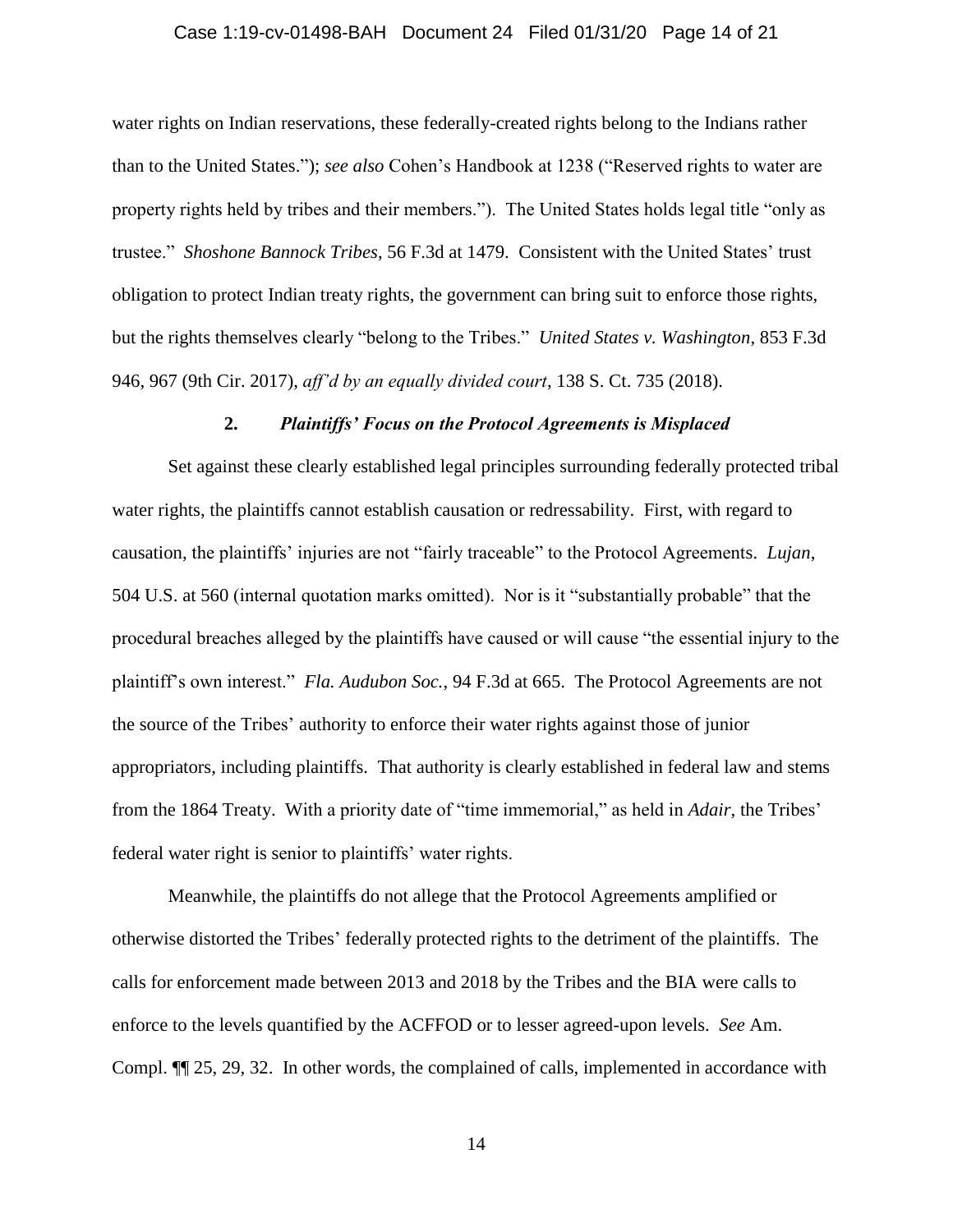water rights on Indian reservations, these federally-created rights belong to the Indians rather than to the United States."); *see also* Cohen's Handbook at 1238 ("Reserved rights to water are property rights held by tribes and their members."). The United States holds legal title "only as trustee." *Shoshone Bannock Tribes*, 56 F.3d at 1479. Consistent with the United States' trust obligation to protect Indian treaty rights, the government can bring suit to enforce those rights, but the rights themselves clearly "belong to the Tribes." *United States v. Washington*, 853 F.3d 946, 967 (9th Cir. 2017), *aff'd by an equally divided court*, 138 S. Ct. 735 (2018).

### 2. *Plaintiffs' Focus on the Protocol Agreements is Misplaced*

Set against these clearly established legal principles surrounding federally protected tribal water rights, the plaintiffs cannot establish causation or redressability. First, with regard to causation, the plaintiffs' injuries are not "fairly traceable" to the Protocol Agreements. *Lujan*, 504 U.S. at 560 (internal quotation marks omitted). Nor is it "substantially probable" that the procedural breaches alleged by the plaintiffs have caused or will cause "the essential injury to the plaintiff's own interest." *Fla. Audubon Soc.*, 94 F.3d at 665. The Protocol Agreements are not the source of the Tribes' authority to enforce their water rights against those of junior appropriators, including plaintiffs. That authority is clearly established in federal law and stems from the 1864 Treaty. With a priority date of "time immemorial," as held in *Adair*, the Tribes' federal water right is senior to plaintiffs' water rights.

Meanwhile, the plaintiffs do not allege that the Protocol Agreements amplified or otherwise distorted the Tribes' federally protected rights to the detriment of the plaintiffs. The calls for enforcement made between 2013 and 2018 by the Tribes and the BIA were calls to enforce to the levels quantified by the ACFFOD or to lesser agreed-upon levels. *See* Am. Compl. ¶¶ 25, 29, 32. In other words, the complained of calls, implemented in accordance with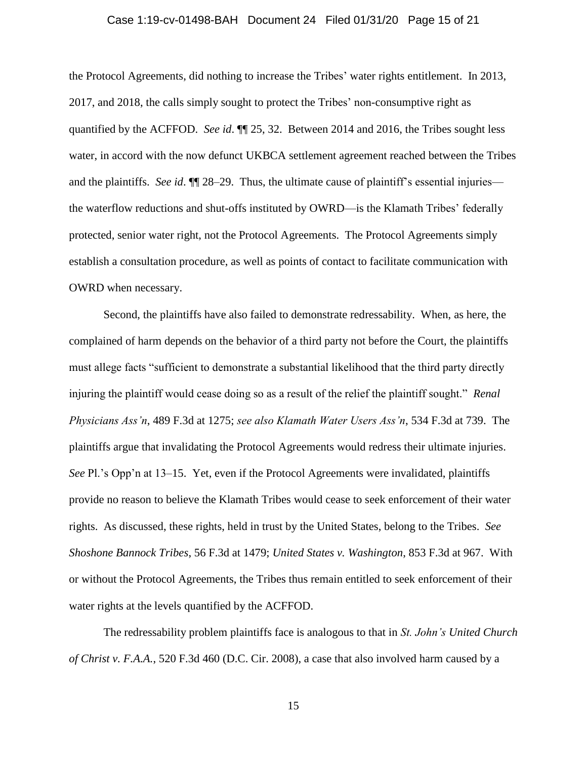the Protocol Agreements, did nothing to increase the Tribes' water rights entitlement. In 2013, 2017, and 2018, the calls simply sought to protect the Tribes' non-consumptive right as quantified by the ACFFOD. *See id*. ¶¶ 25, 32. Between 2014 and 2016, the Tribes sought less water, in accord with the now defunct UKBCA settlement agreement reached between the Tribes and the plaintiffs. *See id*. ¶¶ 28–29. Thus, the ultimate cause of plaintiff's essential injuries—the waterflow reductions and shut-offs instituted by OWRD—is the Klamath Tribes' federally protected, senior water right, not the Protocol Agreements. The Protocol Agreements simply establish a consultation procedure, as well as points of contact to facilitate communication with OWRD when necessary.

Second, the plaintiffs have also failed to demonstrate redressability. When, as here, the complained of harm depends on the behavior of a third party not before the Court, the plaintiffs must allege facts "sufficient to demonstrate a substantial likelihood that the third party directly injuring the plaintiff would cease doing so as a result of the relief the plaintiff sought." *Renal Physicians Ass'n*, 489 F.3d at 1275; *see also Klamath Water Users Ass'n*, 534 F.3d at 739. The plaintiffs argue that invalidating the Protocol Agreements would redress their ultimate injuries. *See* Pl.'s Opp'n at 13–15. Yet, even if the Protocol Agreements were invalidated, plaintiffs provide no reason to believe the Klamath Tribes would cease to seek enforcement of their water rights. As discussed, these rights, held in trust by the United States, belong to the Tribes. *See Shoshone Bannock Tribes*, 56 F.3d at 1479; *United States v. Washington*, 853 F.3d at 967. With or without the Protocol Agreements, the Tribes thus remain entitled to seek enforcement of their water rights at the levels quantified by the ACFFOD.

The redressability problem plaintiffs face is analogous to that in *St. John's United Church of Christ v. F.A.A.*, 520 F.3d 460 (D.C. Cir. 2008), a case that also involved harm caused by a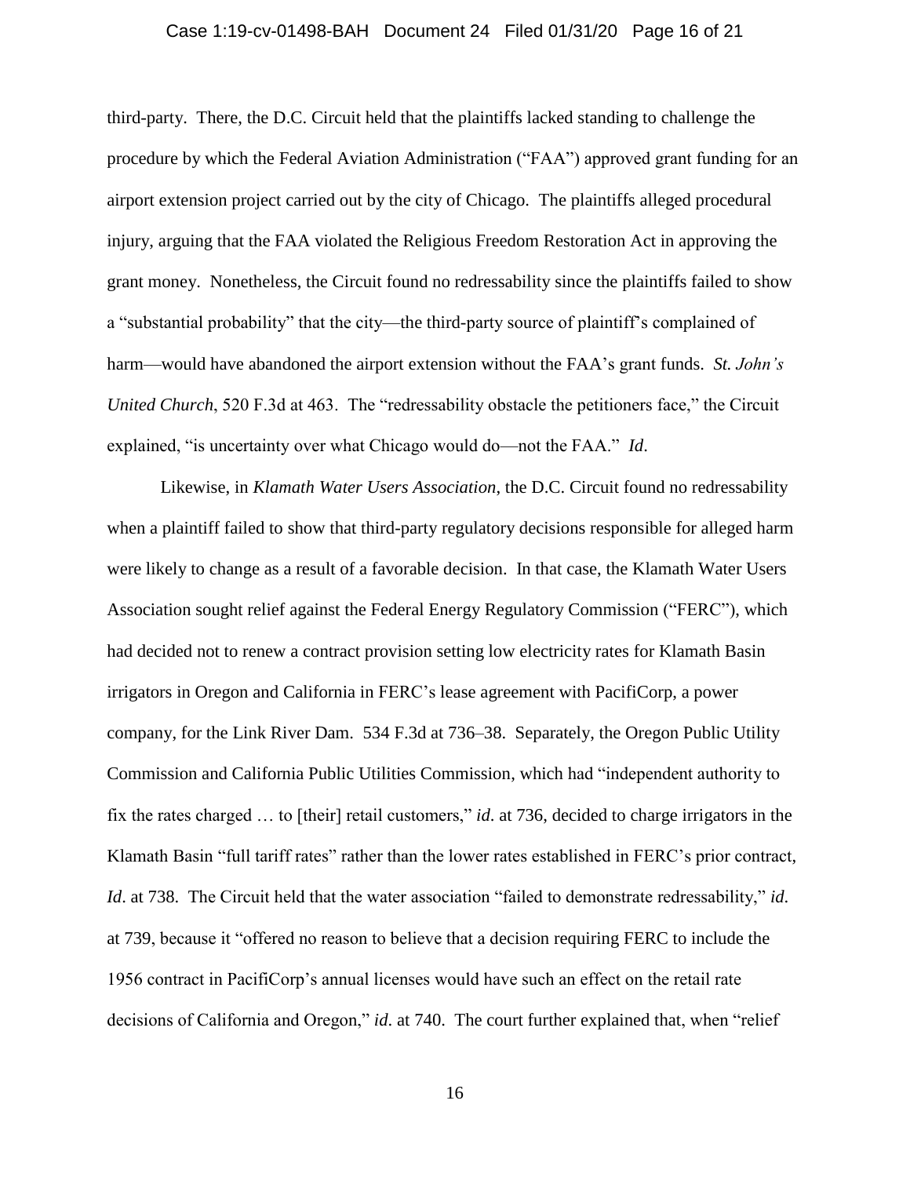third-party. There, the D.C. Circuit held that the plaintiffs lacked standing to challenge the procedure by which the Federal Aviation Administration ("FAA") approved grant funding for an airport extension project carried out by the city of Chicago. The plaintiffs alleged procedural injury, arguing that the FAA violated the Religious Freedom Restoration Act in approving the grant money. Nonetheless, the Circuit found no redressability since the plaintiffs failed to show a "substantial probability" that the city—the third-party source of plaintiff's complained of harm—would have abandoned the airport extension without the FAA's grant funds. *St. John's United Church*, 520 F.3d at 463. The "redressability obstacle the petitioners face," the Circuit explained, "is uncertainty over what Chicago would do—not the FAA." *Id*.

Likewise, in *Klamath Water Users Association*, the D.C. Circuit found no redressability when a plaintiff failed to show that third-party regulatory decisions responsible for alleged harm were likely to change as a result of a favorable decision. In that case, the Klamath Water Users Association sought relief against the Federal Energy Regulatory Commission ("FERC"), which had decided not to renew a contract provision setting low electricity rates for Klamath Basin irrigators in Oregon and California in FERC's lease agreement with PacifiCorp, a power company, for the Link River Dam. 534 F.3d at 736–38. Separately, the Oregon Public Utility Commission and California Public Utilities Commission, which had "independent authority to fix the rates charged … to [their] retail customers," *id*. at 736, decided to charge irrigators in the Klamath Basin "full tariff rates" rather than the lower rates established in FERC's prior contract, *Id*. at 738. The Circuit held that the water association "failed to demonstrate redressability," *id*. at 739, because it "offered no reason to believe that a decision requiring FERC to include the 1956 contract in PacifiCorp's annual licenses would have such an effect on the retail rate decisions of California and Oregon," *id*. at 740. The court further explained that, when "relief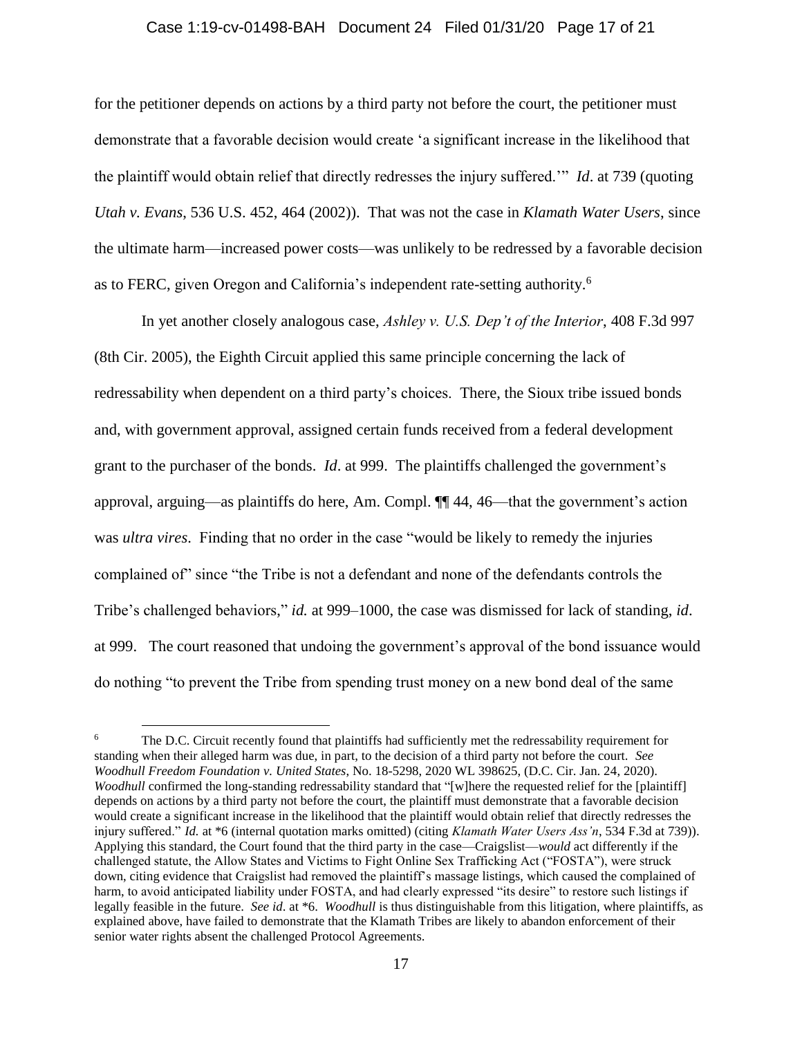for the petitioner depends on actions by a third party not before the court, the petitioner must demonstrate that a favorable decision would create 'a significant increase in the likelihood that the plaintiff would obtain relief that directly redresses the injury suffered.'" *Id*. at 739 (quoting *Utah v. Evans*, 536 U.S. 452, 464 (2002)). That was not the case in *Klamath Water Users*, since the ultimate harm—increased power costs—was unlikely to be redressed by a favorable decision as to FERC, given Oregon and California's independent rate-setting authority.[6]

In yet another closely analogous case, *Ashley v. U.S. Dep't of the Interior*, 408 F.3d 997 (8th Cir. 2005), the Eighth Circuit applied this same principle concerning the lack of redressability when dependent on a third party's choices. There, the Sioux tribe issued bonds and, with government approval, assigned certain funds received from a federal development grant to the purchaser of the bonds. *Id*. at 999. The plaintiffs challenged the government's approval, arguing—as plaintiffs do here, Am. Compl. ¶¶ 44, 46—that the government's action was *ultra vires*. Finding that no order in the case "would be likely to remedy the injuries complained of" since "the Tribe is not a defendant and none of the defendants controls the Tribe's challenged behaviors," *id.* at 999–1000, the case was dismissed for lack of standing, *id*. at 999. The court reasoned that undoing the government's approval of the bond issuance would do nothing "to prevent the Tribe from spending trust money on a new bond deal of the same

---

[6] The D.C. Circuit recently found that plaintiffs had sufficiently met the redressability requirement for standing when their alleged harm was due, in part, to the decision of a third party not before the court. *See Woodhull Freedom Foundation v. United States*, No. 18-5298, 2020 WL 398625, (D.C. Cir. Jan. 24, 2020). *Woodhull* confirmed the long-standing redressability standard that "[w]here the requested relief for the [plaintiff] depends on actions by a third party not before the court, the plaintiff must demonstrate that a favorable decision would create a significant increase in the likelihood that the plaintiff would obtain relief that directly redresses the injury suffered." *Id.* at \*6 (internal quotation marks omitted) (citing *Klamath Water Users Ass'n*, 534 F.3d at 739)). Applying this standard, the Court found that the third party in the case—Craigslist—*would* act differently if the challenged statute, the Allow States and Victims to Fight Online Sex Trafficking Act ("FOSTA"), were struck down, citing evidence that Craigslist had removed the plaintiff's massage listings, which caused the complained of harm, to avoid anticipated liability under FOSTA, and had clearly expressed "its desire" to restore such listings if legally feasible in the future. *See id*. at \*6. *Woodhull* is thus distinguishable from this litigation, where plaintiffs, as explained above, have failed to demonstrate that the Klamath Tribes are likely to abandon enforcement of their senior water rights absent the challenged Protocol Agreements.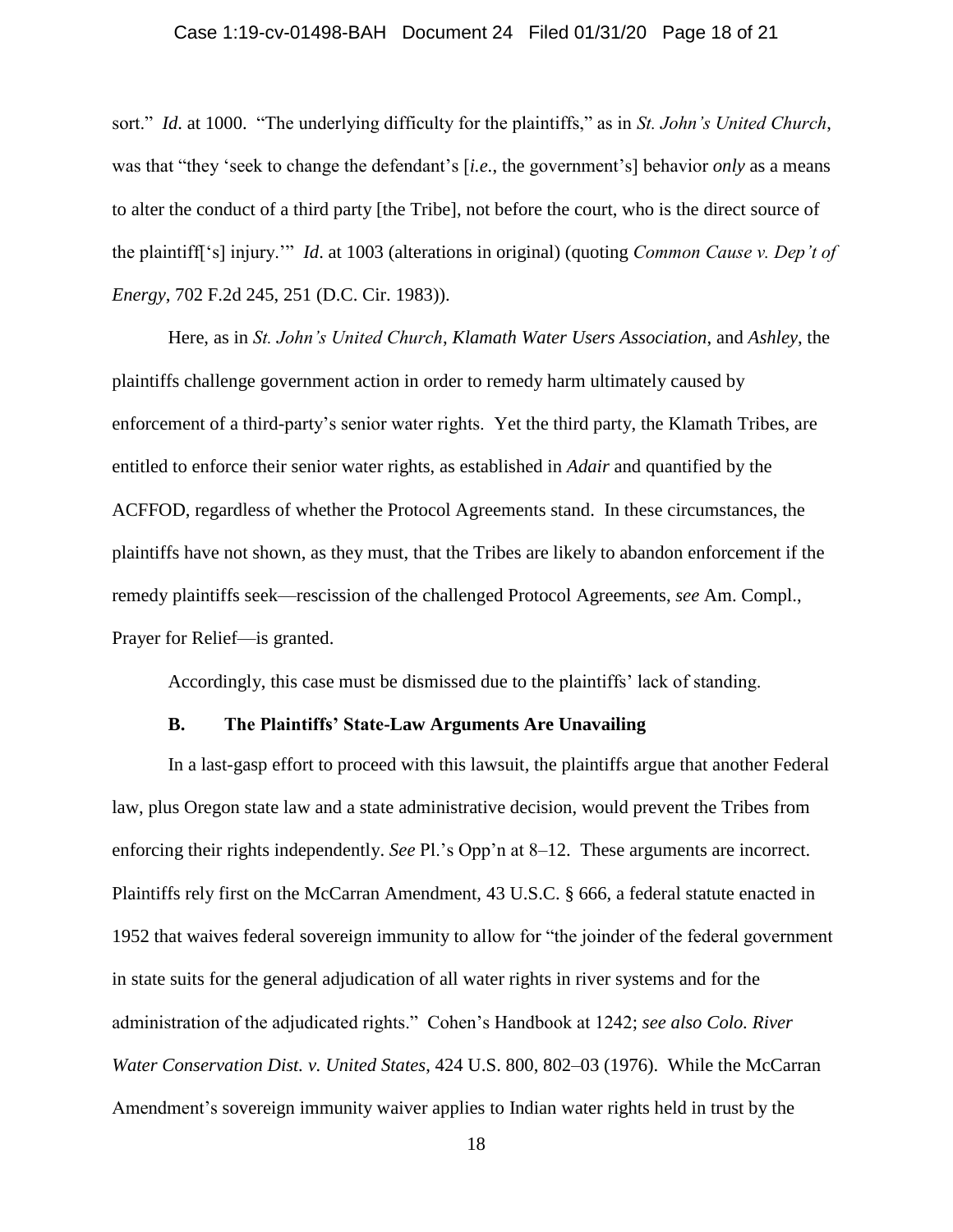sort." *Id*. at 1000. "The underlying difficulty for the plaintiffs," as in *St. John's United Church*, was that "they 'seek to change the defendant's [*i.e.*, the government's] behavior *only* as a means to alter the conduct of a third party [the Tribe], not before the court, who is the direct source of the plaintiff['s] injury.'" *Id*. at 1003 (alterations in original) (quoting *Common Cause v. Dep't of Energy*, 702 F.2d 245, 251 (D.C. Cir. 1983)).

Here, as in *St. John's United Church*, *Klamath Water Users Association*, and *Ashley*, the plaintiffs challenge government action in order to remedy harm ultimately caused by enforcement of a third-party's senior water rights. Yet the third party, the Klamath Tribes, are entitled to enforce their senior water rights, as established in *Adair* and quantified by the ACFFOD, regardless of whether the Protocol Agreements stand. In these circumstances, the plaintiffs have not shown, as they must, that the Tribes are likely to abandon enforcement if the remedy plaintiffs seek—rescission of the challenged Protocol Agreements, *see* Am. Compl., Prayer for Relief—is granted.

Accordingly, this case must be dismissed due to the plaintiffs' lack of standing.

### B. The Plaintiffs' State-Law Arguments Are Unavailing

In a last-gasp effort to proceed with this lawsuit, the plaintiffs argue that another Federal law, plus Oregon state law and a state administrative decision, would prevent the Tribes from enforcing their rights independently. *See* Pl.'s Opp'n at 8–12. These arguments are incorrect. Plaintiffs rely first on the McCarran Amendment, 43 U.S.C. § 666, a federal statute enacted in 1952 that waives federal sovereign immunity to allow for "the joinder of the federal government in state suits for the general adjudication of all water rights in river systems and for the administration of the adjudicated rights." Cohen's Handbook at 1242; *see also Colo. River Water Conservation Dist. v. United States*, 424 U.S. 800, 802–03 (1976). While the McCarran Amendment's sovereign immunity waiver applies to Indian water rights held in trust by the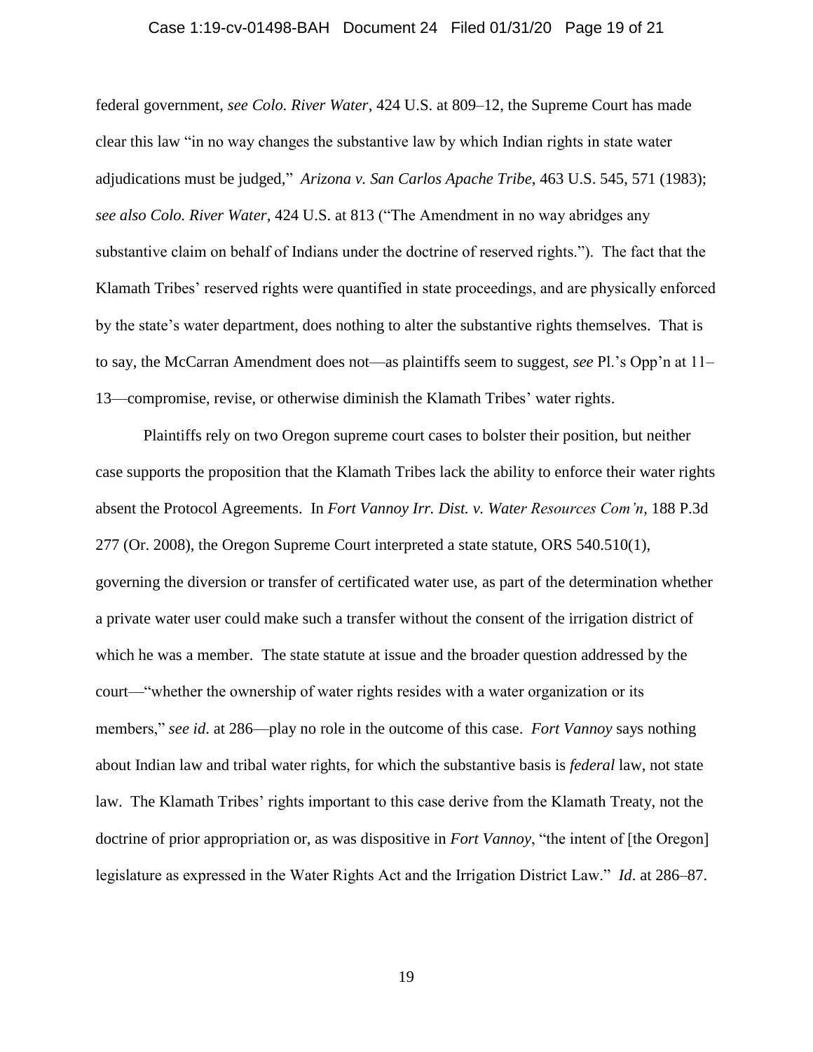federal government, *see Colo. River Water*, 424 U.S. at 809–12, the Supreme Court has made clear this law "in no way changes the substantive law by which Indian rights in state water adjudications must be judged," *Arizona v. San Carlos Apache Tribe*, 463 U.S. 545, 571 (1983); *see also Colo. River Water*, 424 U.S. at 813 ("The Amendment in no way abridges any substantive claim on behalf of Indians under the doctrine of reserved rights."). The fact that the Klamath Tribes' reserved rights were quantified in state proceedings, and are physically enforced by the state's water department, does nothing to alter the substantive rights themselves. That is to say, the McCarran Amendment does not—as plaintiffs seem to suggest, *see* Pl.'s Opp'n at 11–13—compromise, revise, or otherwise diminish the Klamath Tribes' water rights.

Plaintiffs rely on two Oregon supreme court cases to bolster their position, but neither case supports the proposition that the Klamath Tribes lack the ability to enforce their water rights absent the Protocol Agreements. In *Fort Vannoy Irr. Dist. v. Water Resources Com'n*, 188 P.3d 277 (Or. 2008), the Oregon Supreme Court interpreted a state statute, ORS 540.510(1), governing the diversion or transfer of certificated water use, as part of the determination whether a private water user could make such a transfer without the consent of the irrigation district of which he was a member. The state statute at issue and the broader question addressed by the court—"whether the ownership of water rights resides with a water organization or its members," *see id*. at 286—play no role in the outcome of this case. *Fort Vannoy* says nothing about Indian law and tribal water rights, for which the substantive basis is *federal* law, not state law. The Klamath Tribes' rights important to this case derive from the Klamath Treaty, not the doctrine of prior appropriation or, as was dispositive in *Fort Vannoy*, "the intent of [the Oregon] legislature as expressed in the Water Rights Act and the Irrigation District Law." *Id*. at 286–87.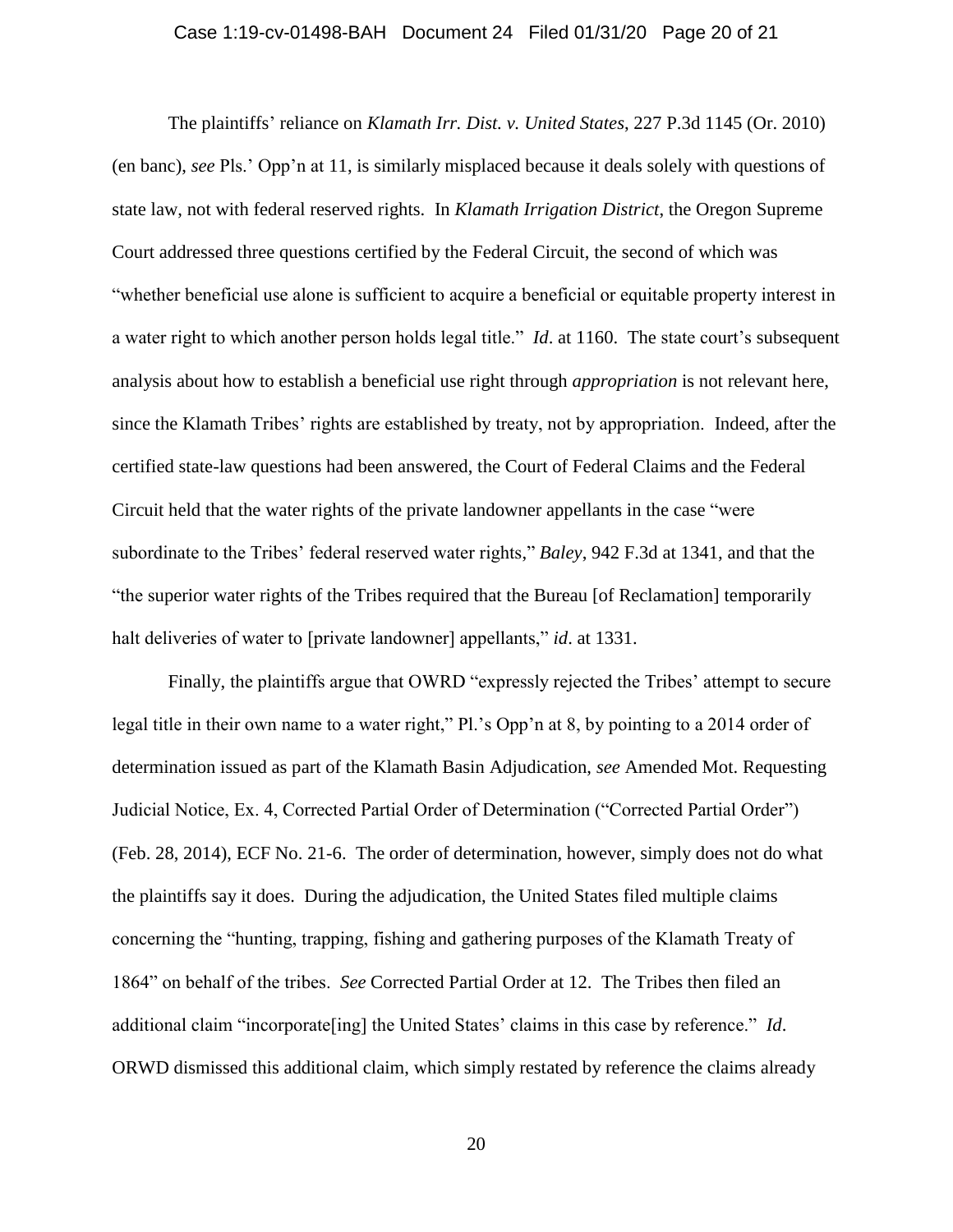The plaintiffs' reliance on *Klamath Irr. Dist. v. United States*, 227 P.3d 1145 (Or. 2010) (en banc), *see* Pls.' Opp'n at 11, is similarly misplaced because it deals solely with questions of state law, not with federal reserved rights. In *Klamath Irrigation District*, the Oregon Supreme Court addressed three questions certified by the Federal Circuit, the second of which was "whether beneficial use alone is sufficient to acquire a beneficial or equitable property interest in a water right to which another person holds legal title." *Id*. at 1160. The state court's subsequent analysis about how to establish a beneficial use right through *appropriation* is not relevant here, since the Klamath Tribes' rights are established by treaty, not by appropriation. Indeed, after the certified state-law questions had been answered, the Court of Federal Claims and the Federal Circuit held that the water rights of the private landowner appellants in the case "were subordinate to the Tribes' federal reserved water rights," *Baley*, 942 F.3d at 1341, and that the "the superior water rights of the Tribes required that the Bureau [of Reclamation] temporarily halt deliveries of water to [private landowner] appellants," *id*. at 1331.

Finally, the plaintiffs argue that OWRD "expressly rejected the Tribes' attempt to secure legal title in their own name to a water right," Pl.'s Opp'n at 8, by pointing to a 2014 order of determination issued as part of the Klamath Basin Adjudication, *see* Amended Mot. Requesting Judicial Notice, Ex. 4, Corrected Partial Order of Determination ("Corrected Partial Order") (Feb. 28, 2014), ECF No. 21-6. The order of determination, however, simply does not do what the plaintiffs say it does. During the adjudication, the United States filed multiple claims concerning the "hunting, trapping, fishing and gathering purposes of the Klamath Treaty of 1864" on behalf of the tribes. *See* Corrected Partial Order at 12. The Tribes then filed an additional claim "incorporate[ing] the United States' claims in this case by reference." *Id*. ORWD dismissed this additional claim, which simply restated by reference the claims already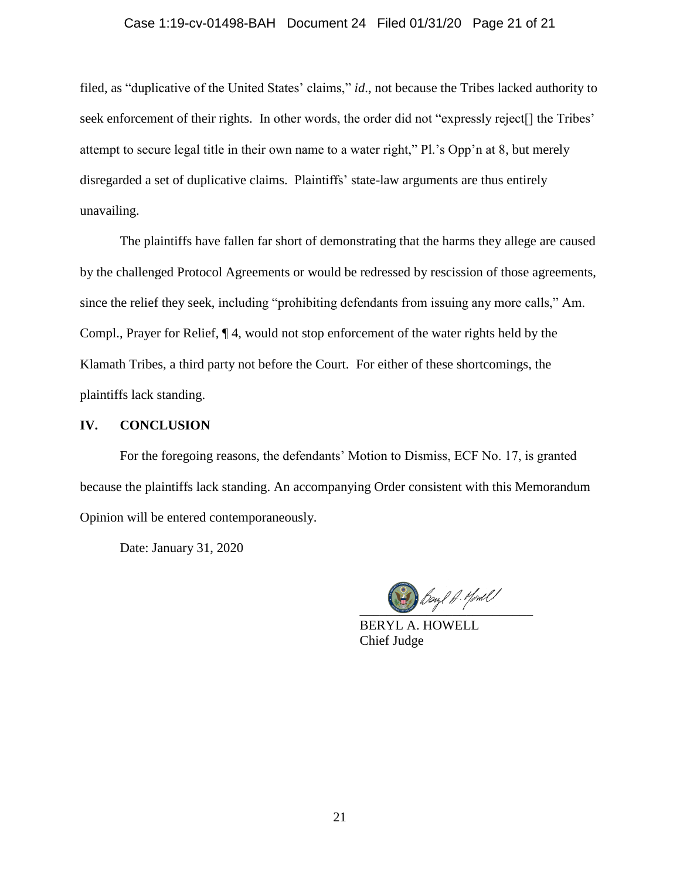filed, as "duplicative of the United States' claims," *id*., not because the Tribes lacked authority to seek enforcement of their rights. In other words, the order did not "expressly reject[] the Tribes' attempt to secure legal title in their own name to a water right," Pl.'s Opp'n at 8, but merely disregarded a set of duplicative claims. Plaintiffs' state-law arguments are thus entirely unavailing.

The plaintiffs have fallen far short of demonstrating that the harms they allege are caused by the challenged Protocol Agreements or would be redressed by rescission of those agreements, since the relief they seek, including "prohibiting defendants from issuing any more calls," Am. Compl., Prayer for Relief, ¶ 4, would not stop enforcement of the water rights held by the Klamath Tribes, a third party not before the Court. For either of these shortcomings, the plaintiffs lack standing.

## IV. CONCLUSION

For the foregoing reasons, the defendants' Motion to Dismiss, ECF No. 17, is granted because the plaintiffs lack standing. An accompanying Order consistent with this Memorandum Opinion will be entered contemporaneously.

Date: January 31, 2020

BERYL A. HOWELL
Chief Judge